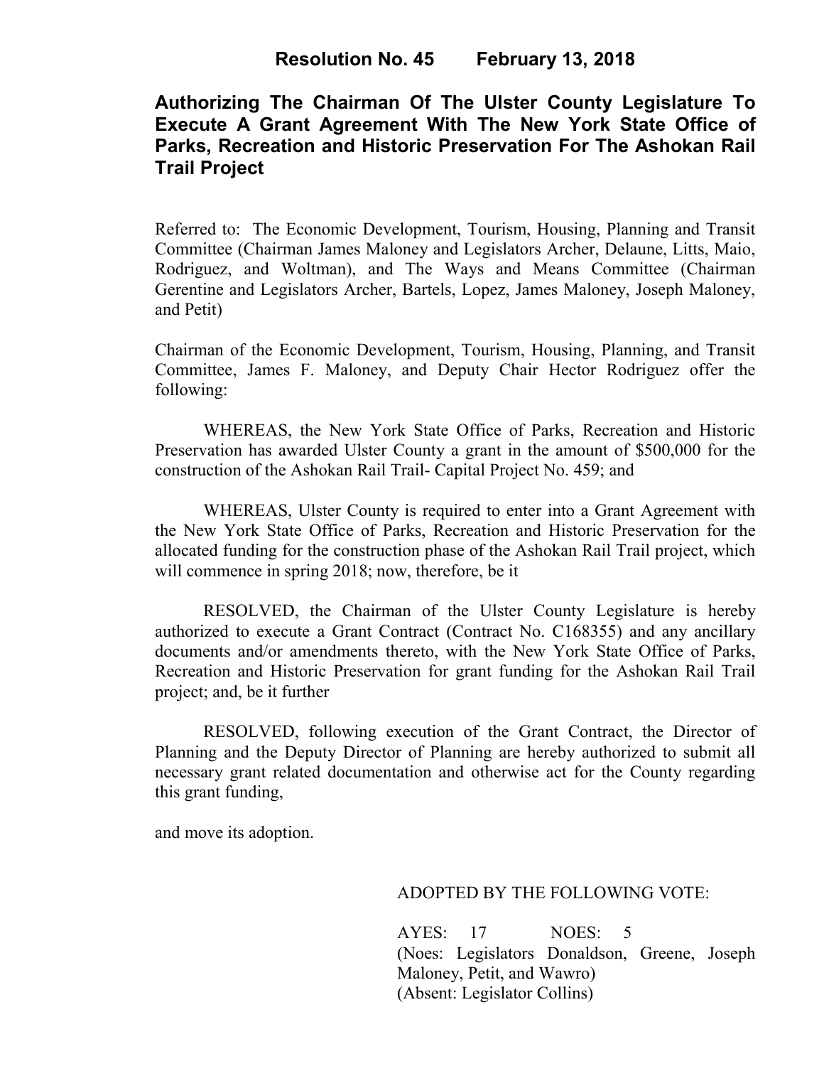# Resolution No. 45 February 13, 2018

## Authorizing The Chairman Of The Ulster County Legislature To Execute A Grant Agreement With The New York State Office of Parks, Recreation and Historic Preservation For The Ashokan Rail Trail Project

Referred to: The Economic Development, Tourism, Housing, Planning and Transit Committee (Chairman James Maloney and Legislators Archer, Delaune, Litts, Maio, Rodriguez, and Woltman), and The Ways and Means Committee (Chairman Gerentine and Legislators Archer, Bartels, Lopez, James Maloney, Joseph Maloney, and Petit)

Chairman of the Economic Development, Tourism, Housing, Planning, and Transit Committee, James F. Maloney, and Deputy Chair Hector Rodriguez offer the following:

WHEREAS, the New York State Office of Parks, Recreation and Historic Preservation has awarded Ulster County a grant in the amount of $500,000 for the construction of the Ashokan Rail Trail- Capital Project No. 459; and

WHEREAS, Ulster County is required to enter into a Grant Agreement with the New York State Office of Parks, Recreation and Historic Preservation for the allocated funding for the construction phase of the Ashokan Rail Trail project, which will commence in spring 2018; now, therefore, be it

RESOLVED, the Chairman of the Ulster County Legislature is hereby authorized to execute a Grant Contract (Contract No. C168355) and any ancillary documents and/or amendments thereto, with the New York State Office of Parks, Recreation and Historic Preservation for grant funding for the Ashokan Rail Trail project; and, be it further

RESOLVED, following execution of the Grant Contract, the Director of Planning and the Deputy Director of Planning are hereby authorized to submit all necessary grant related documentation and otherwise act for the County regarding this grant funding,

and move its adoption.

ADOPTED BY THE FOLLOWING VOTE:

AYES: 17 NOES: 5
(Noes: Legislators Donaldson, Greene, Joseph Maloney, Petit, and Wawro)
(Absent: Legislator Collins)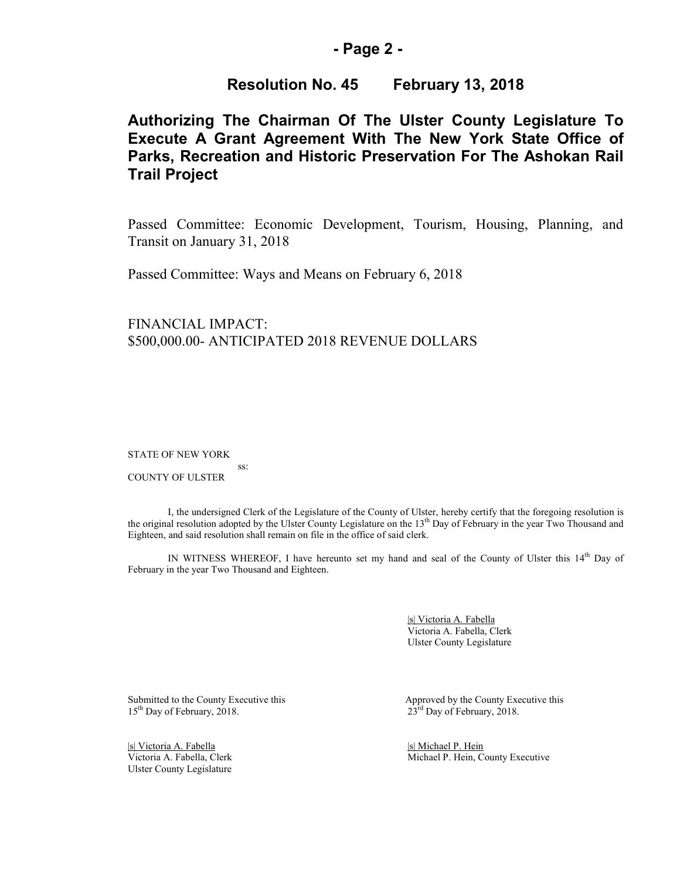## Resolution No. 45 February 13, 2018

## Authorizing The Chairman Of The Ulster County Legislature To Execute A Grant Agreement With The New York State Office of Parks, Recreation and Historic Preservation For The Ashokan Rail Trail Project

Passed Committee: Economic Development, Tourism, Housing, Planning, and Transit on January 31, 2018

Passed Committee: Ways and Means on February 6, 2018

FINANCIAL IMPACT:
$500,000.00- ANTICIPATED 2018 REVENUE DOLLARS

STATE OF NEW YORK
ss:
COUNTY OF ULSTER

I, the undersigned Clerk of the Legislature of the County of Ulster, hereby certify that the foregoing resolution is the original resolution adopted by the Ulster County Legislature on the 13th Day of February in the year Two Thousand and Eighteen, and said resolution shall remain on file in the office of said clerk.

IN WITNESS WHEREOF, I have hereunto set my hand and seal of the County of Ulster this 14th Day of February in the year Two Thousand and Eighteen.

|s| Victoria A. Fabella
Victoria A. Fabella, Clerk
Ulster County Legislature

Submitted to the County Executive this 15th Day of February, 2018.

|s| Victoria A. Fabella
Victoria A. Fabella, Clerk
Ulster County Legislature

Approved by the County Executive this 23rd Day of February, 2018.

|s| Michael P. Hein
Michael P. Hein, County Executive